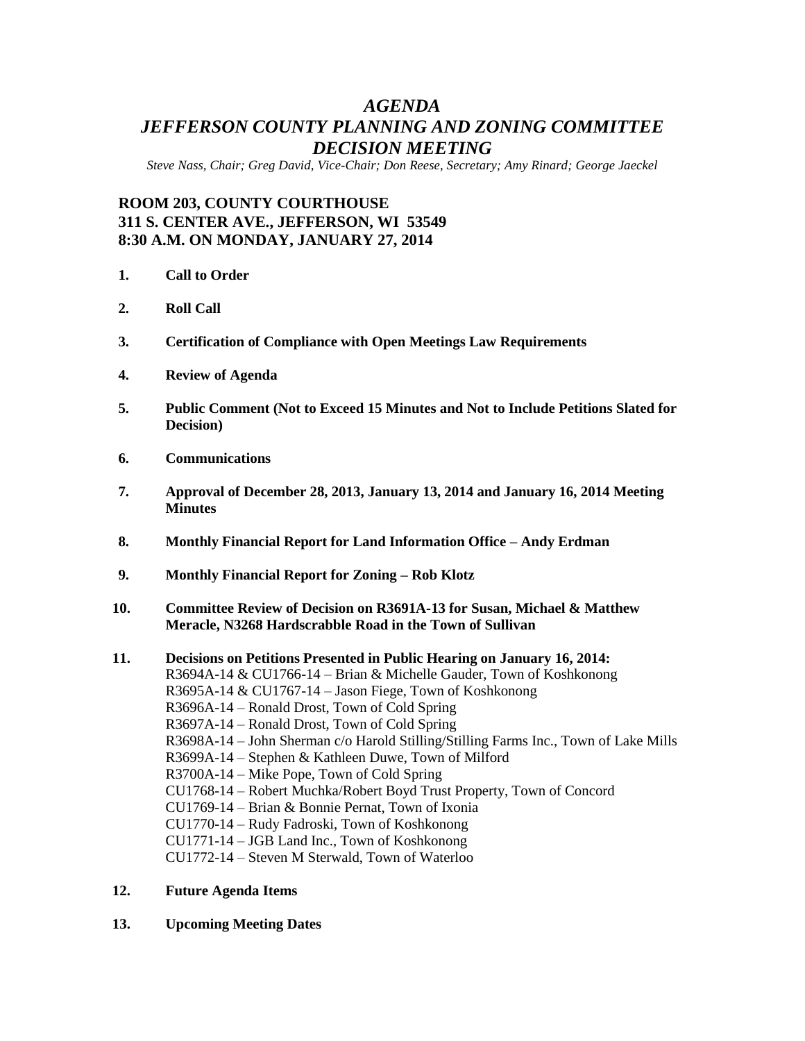# *AGENDA*
# *JEFFERSON COUNTY PLANNING AND ZONING COMMITTEE DECISION MEETING*

*Steve Nass, Chair; Greg David, Vice-Chair; Don Reese, Secretary; Amy Rinard; George Jaeckel*

**ROOM 203, COUNTY COURTHOUSE**
**311 S. CENTER AVE., JEFFERSON, WI 53549**
**8:30 A.M. ON MONDAY, JANUARY 27, 2014**

1. **Call to Order**
2. **Roll Call**
3. **Certification of Compliance with Open Meetings Law Requirements**
4. **Review of Agenda**
5. **Public Comment (Not to Exceed 15 Minutes and Not to Include Petitions Slated for Decision)**
6. **Communications**
7. **Approval of December 28, 2013, January 13, 2014 and January 16, 2014 Meeting Minutes**
8. **Monthly Financial Report for Land Information Office – Andy Erdman**
9. **Monthly Financial Report for Zoning – Rob Klotz**
10. **Committee Review of Decision on R3691A-13 for Susan, Michael & Matthew Meracle, N3268 Hardscrabble Road in the Town of Sullivan**
11. **Decisions on Petitions Presented in Public Hearing on January 16, 2014:**
    R3694A-14 & CU1766-14 – Brian & Michelle Gauder, Town of Koshkonong
    R3695A-14 & CU1767-14 – Jason Fiege, Town of Koshkonong
    R3696A-14 – Ronald Drost, Town of Cold Spring
    R3697A-14 – Ronald Drost, Town of Cold Spring
    R3698A-14 – John Sherman c/o Harold Stilling/Stilling Farms Inc., Town of Lake Mills
    R3699A-14 – Stephen & Kathleen Duwe, Town of Milford
    R3700A-14 – Mike Pope, Town of Cold Spring
    CU1768-14 – Robert Muchka/Robert Boyd Trust Property, Town of Concord
    CU1769-14 – Brian & Bonnie Pernat, Town of Ixonia
    CU1770-14 – Rudy Fadroski, Town of Koshkonong
    CU1771-14 – JGB Land Inc., Town of Koshkonong
    CU1772-14 – Steven M Sterwald, Town of Waterloo
12. **Future Agenda Items**
13. **Upcoming Meeting Dates**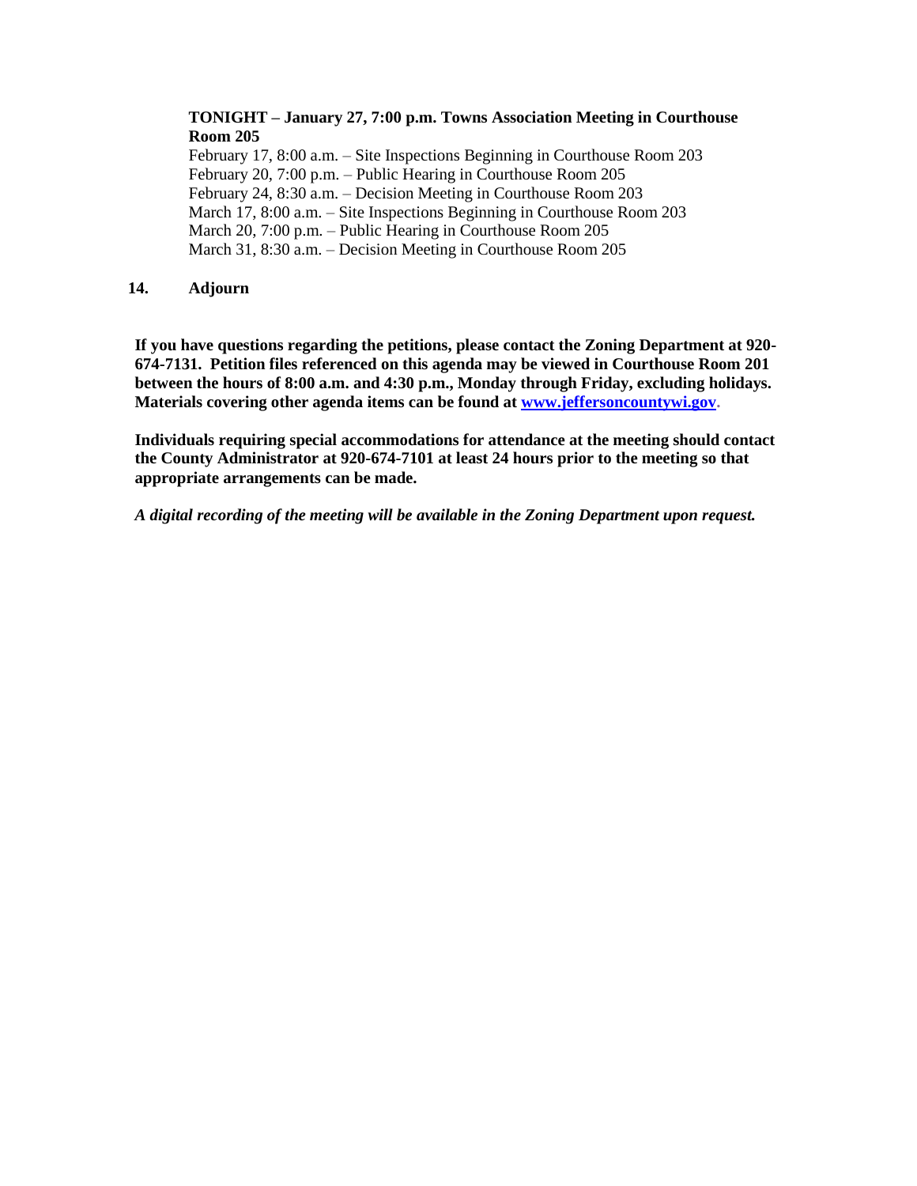**TONIGHT – January 27, 7:00 p.m. Towns Association Meeting in Courthouse Room 205**

February 17, 8:00 a.m. – Site Inspections Beginning in Courthouse Room 203
February 20, 7:00 p.m. – Public Hearing in Courthouse Room 205
February 24, 8:30 a.m. – Decision Meeting in Courthouse Room 203
March 17, 8:00 a.m. – Site Inspections Beginning in Courthouse Room 203
March 20, 7:00 p.m. – Public Hearing in Courthouse Room 205
March 31, 8:30 a.m. – Decision Meeting in Courthouse Room 205

**14. Adjourn**

**If you have questions regarding the petitions, please contact the Zoning Department at 920-674-7131. Petition files referenced on this agenda may be viewed in Courthouse Room 201 between the hours of 8:00 a.m. and 4:30 p.m., Monday through Friday, excluding holidays. Materials covering other agenda items can be found at [www.jeffersoncountywi.gov](http://www.jeffersoncountywi.gov).**

**Individuals requiring special accommodations for attendance at the meeting should contact the County Administrator at 920-674-7101 at least 24 hours prior to the meeting so that appropriate arrangements can be made.**

***A digital recording of the meeting will be available in the Zoning Department upon request.***